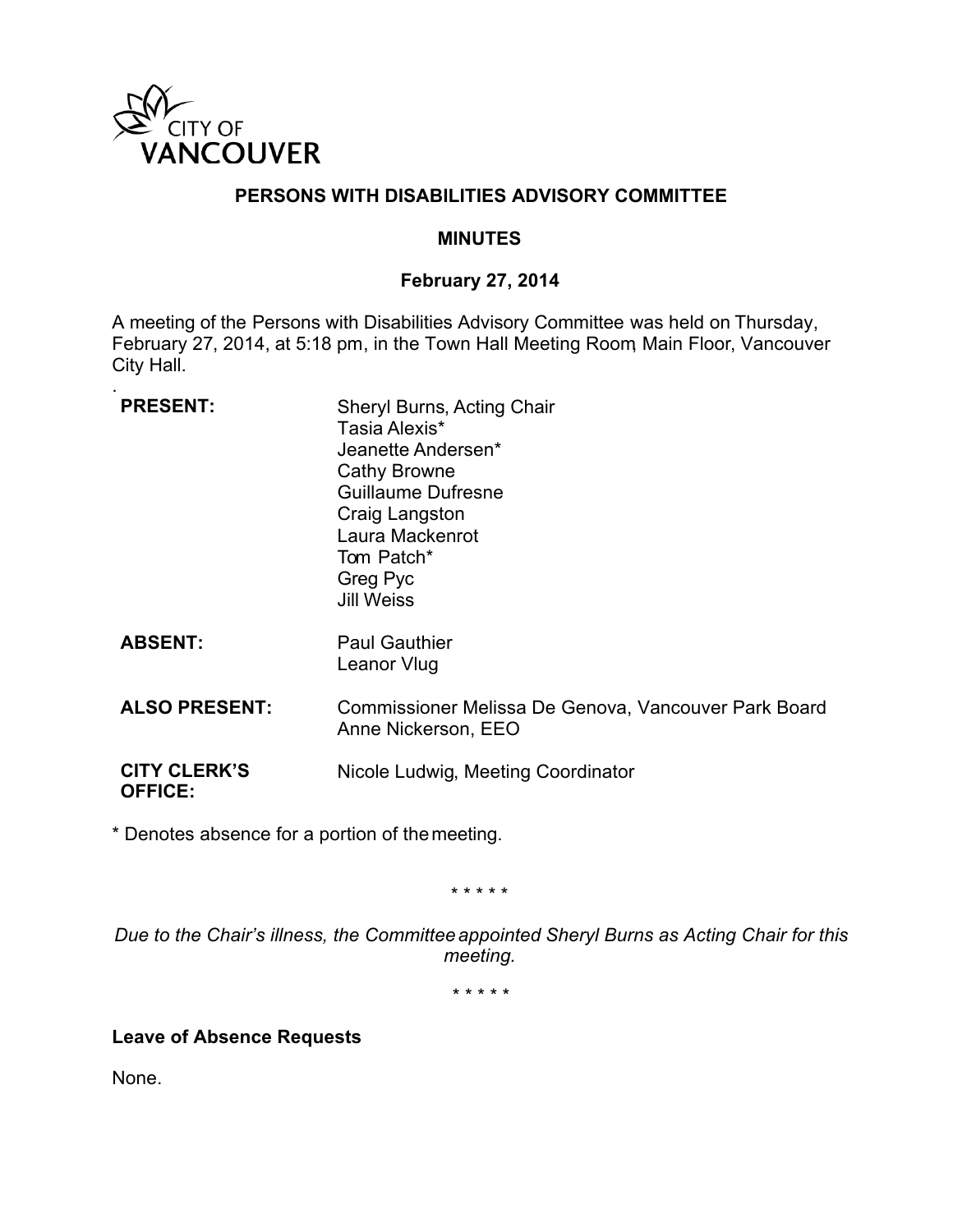CITY OF VANCOUVER

# PERSONS WITH DISABILITIES ADVISORY COMMITTEE

## MINUTES

### February 27, 2014

A meeting of the Persons with Disabilities Advisory Committee was held on Thursday, February 27, 2014, at 5:18 pm, in the Town Hall Meeting Room, Main Floor, Vancouver City Hall.

| | |
|---|---|
| **PRESENT:** | Sheryl Burns, Acting Chair<br>Tasia Alexis*<br>Jeanette Andersen*<br>Cathy Browne<br>Guillaume Dufresne<br>Craig Langston<br>Laura Mackenrot<br>Tom Patch*<br>Greg Pyc<br>Jill Weiss |
| **ABSENT:** | Paul Gauthier<br>Leanor Vlug |
| **ALSO PRESENT:** | Commissioner Melissa De Genova, Vancouver Park Board<br>Anne Nickerson, EEO |
| **CITY CLERK'S OFFICE:** | Nicole Ludwig, Meeting Coordinator |

* Denotes absence for a portion of the meeting.

* * * * *

*Due to the Chair's illness, the Committee appointed Sheryl Burns as Acting Chair for this meeting.*

* * * * *

**Leave of Absence Requests**

None.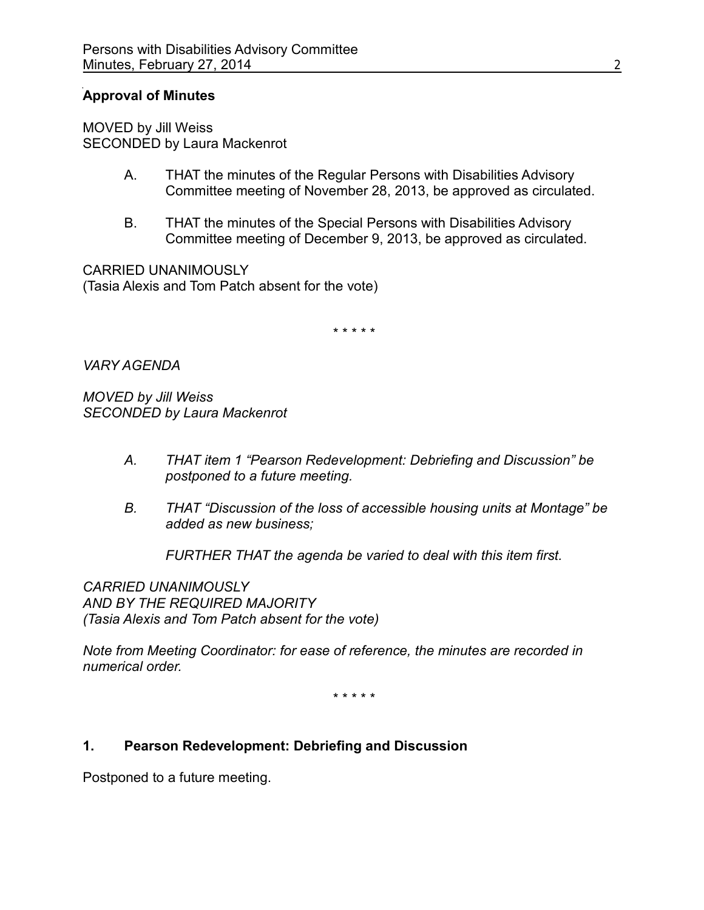**Approval of Minutes**

MOVED by Jill Weiss
SECONDED by Laura Mackenrot

A. THAT the minutes of the Regular Persons with Disabilities Advisory Committee meeting of November 28, 2013, be approved as circulated.

B. THAT the minutes of the Special Persons with Disabilities Advisory Committee meeting of December 9, 2013, be approved as circulated.

CARRIED UNANIMOUSLY
(Tasia Alexis and Tom Patch absent for the vote)

\* \* \* \* \*

*VARY AGENDA*

*MOVED by Jill Weiss*
*SECONDED by Laura Mackenrot*

*A. THAT item 1 "Pearson Redevelopment: Debriefing and Discussion" be postponed to a future meeting.*

*B. THAT "Discussion of the loss of accessible housing units at Montage" be added as new business;*

*FURTHER THAT the agenda be varied to deal with this item first.*

*CARRIED UNANIMOUSLY*
*AND BY THE REQUIRED MAJORITY*
*(Tasia Alexis and Tom Patch absent for the vote)*

*Note from Meeting Coordinator: for ease of reference, the minutes are recorded in numerical order.*

\* \* \* \* \*

**1. Pearson Redevelopment: Debriefing and Discussion**

Postponed to a future meeting.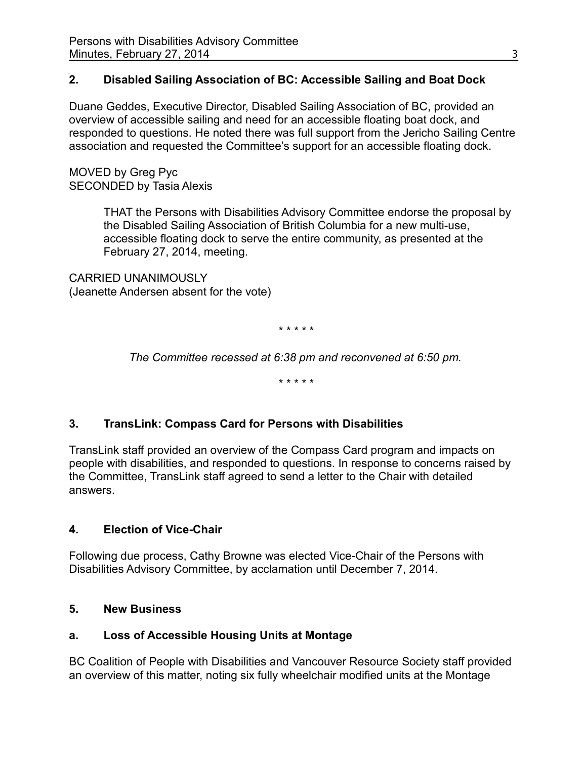## 2. Disabled Sailing Association of BC: Accessible Sailing and Boat Dock

Duane Geddes, Executive Director, Disabled Sailing Association of BC, provided an overview of accessible sailing and need for an accessible floating boat dock, and responded to questions. He noted there was full support from the Jericho Sailing Centre association and requested the Committee's support for an accessible floating dock.

MOVED by Greg Pyc
SECONDED by Tasia Alexis

> THAT the Persons with Disabilities Advisory Committee endorse the proposal by the Disabled Sailing Association of British Columbia for a new multi-use, accessible floating dock to serve the entire community, as presented at the February 27, 2014, meeting.

CARRIED UNANIMOUSLY
(Jeanette Andersen absent for the vote)

\* \* \* \* \*

*The Committee recessed at 6:38 pm and reconvened at 6:50 pm.*

\* \* \* \* \*

## 3. TransLink: Compass Card for Persons with Disabilities

TransLink staff provided an overview of the Compass Card program and impacts on people with disabilities, and responded to questions. In response to concerns raised by the Committee, TransLink staff agreed to send a letter to the Chair with detailed answers.

## 4. Election of Vice-Chair

Following due process, Cathy Browne was elected Vice-Chair of the Persons with Disabilities Advisory Committee, by acclamation until December 7, 2014.

## 5. New Business

### a. Loss of Accessible Housing Units at Montage

BC Coalition of People with Disabilities and Vancouver Resource Society staff provided an overview of this matter, noting six fully wheelchair modified units at the Montage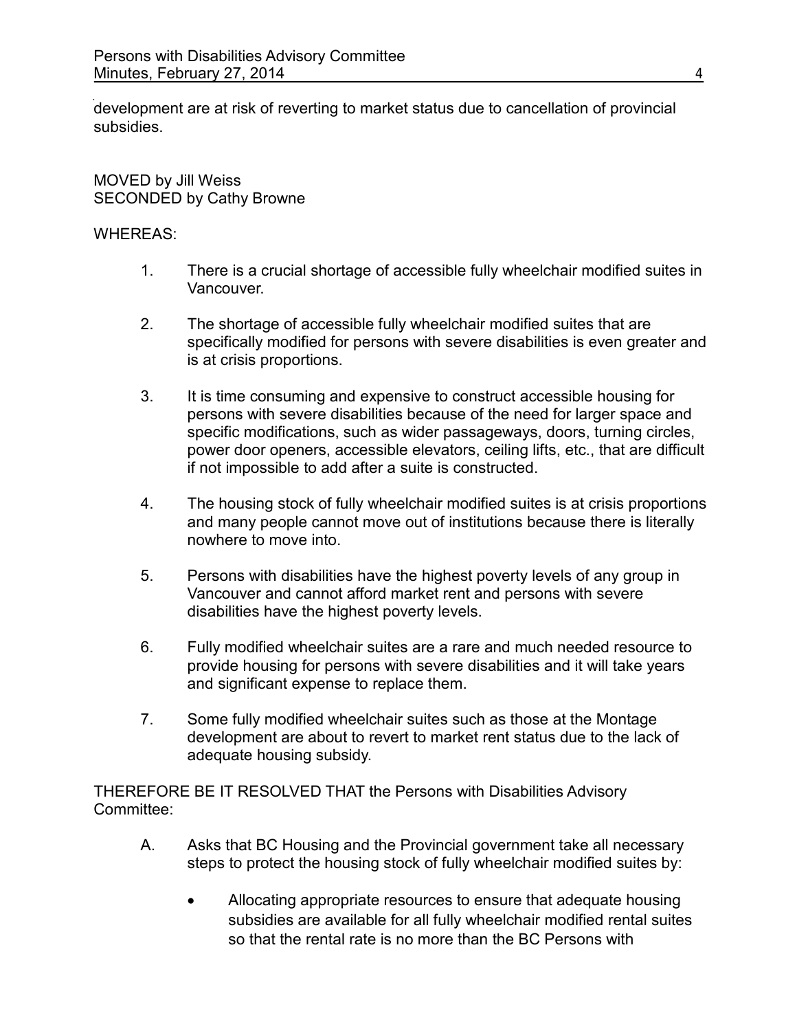development are at risk of reverting to market status due to cancellation of provincial subsidies.

MOVED by Jill Weiss
SECONDED by Cathy Browne

WHEREAS:

1. There is a crucial shortage of accessible fully wheelchair modified suites in Vancouver.

2. The shortage of accessible fully wheelchair modified suites that are specifically modified for persons with severe disabilities is even greater and is at crisis proportions.

3. It is time consuming and expensive to construct accessible housing for persons with severe disabilities because of the need for larger space and specific modifications, such as wider passageways, doors, turning circles, power door openers, accessible elevators, ceiling lifts, etc., that are difficult if not impossible to add after a suite is constructed.

4. The housing stock of fully wheelchair modified suites is at crisis proportions and many people cannot move out of institutions because there is literally nowhere to move into.

5. Persons with disabilities have the highest poverty levels of any group in Vancouver and cannot afford market rent and persons with severe disabilities have the highest poverty levels.

6. Fully modified wheelchair suites are a rare and much needed resource to provide housing for persons with severe disabilities and it will take years and significant expense to replace them.

7. Some fully modified wheelchair suites such as those at the Montage development are about to revert to market rent status due to the lack of adequate housing subsidy.

THEREFORE BE IT RESOLVED THAT the Persons with Disabilities Advisory Committee:

A. Asks that BC Housing and the Provincial government take all necessary steps to protect the housing stock of fully wheelchair modified suites by:

   - Allocating appropriate resources to ensure that adequate housing subsidies are available for all fully wheelchair modified rental suites so that the rental rate is no more than the BC Persons with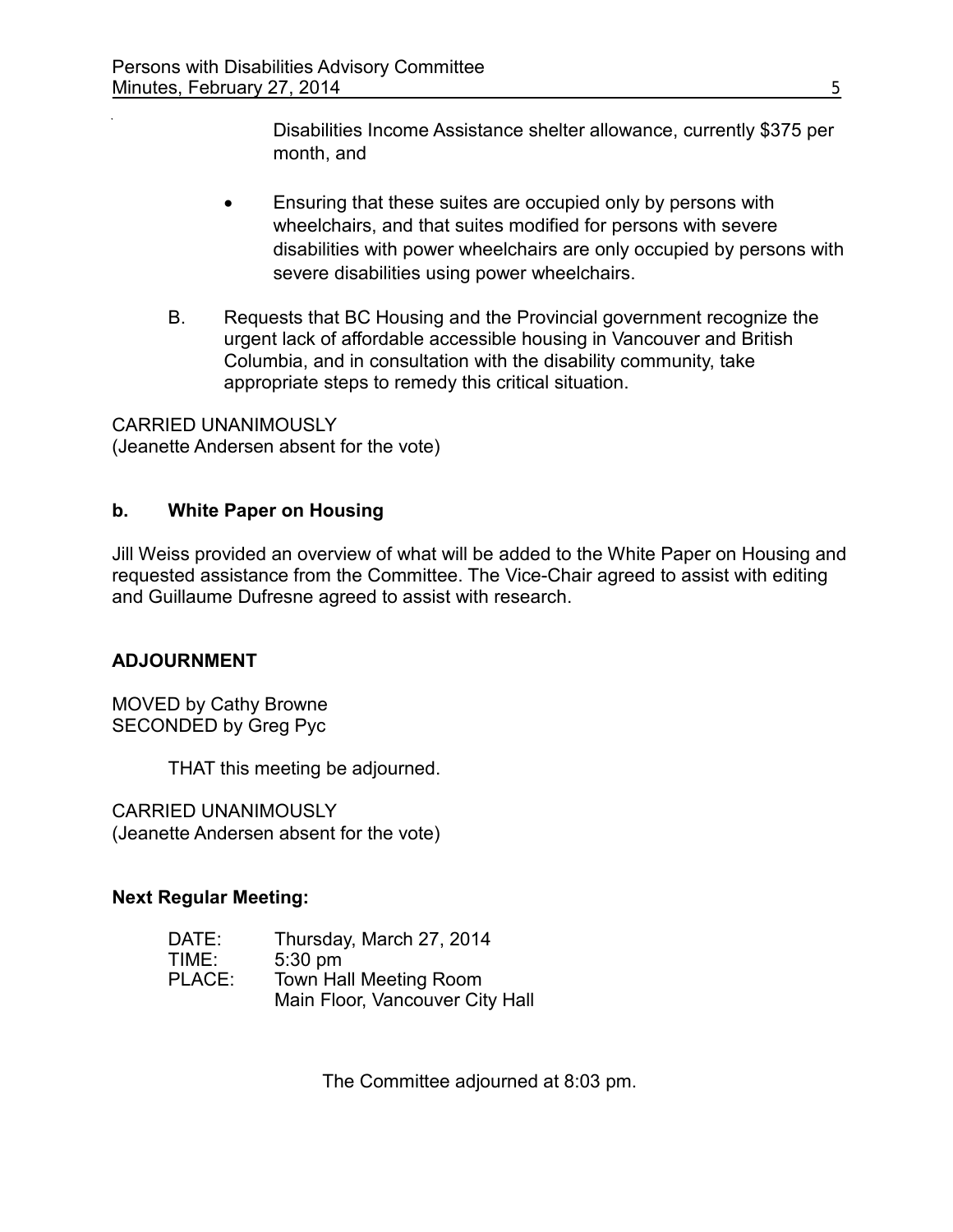Disabilities Income Assistance shelter allowance, currently $375 per month, and

- Ensuring that these suites are occupied only by persons with wheelchairs, and that suites modified for persons with severe disabilities with power wheelchairs are only occupied by persons with severe disabilities using power wheelchairs.

B. Requests that BC Housing and the Provincial government recognize the urgent lack of affordable accessible housing in Vancouver and British Columbia, and in consultation with the disability community, take appropriate steps to remedy this critical situation.

CARRIED UNANIMOUSLY
(Jeanette Andersen absent for the vote)

**b. White Paper on Housing**

Jill Weiss provided an overview of what will be added to the White Paper on Housing and requested assistance from the Committee. The Vice-Chair agreed to assist with editing and Guillaume Dufresne agreed to assist with research.

**ADJOURNMENT**

MOVED by Cathy Browne
SECONDED by Greg Pyc

THAT this meeting be adjourned.

CARRIED UNANIMOUSLY
(Jeanette Andersen absent for the vote)

**Next Regular Meeting:**

DATE: Thursday, March 27, 2014
TIME: 5:30 pm
PLACE: Town Hall Meeting Room
Main Floor, Vancouver City Hall

The Committee adjourned at 8:03 pm.